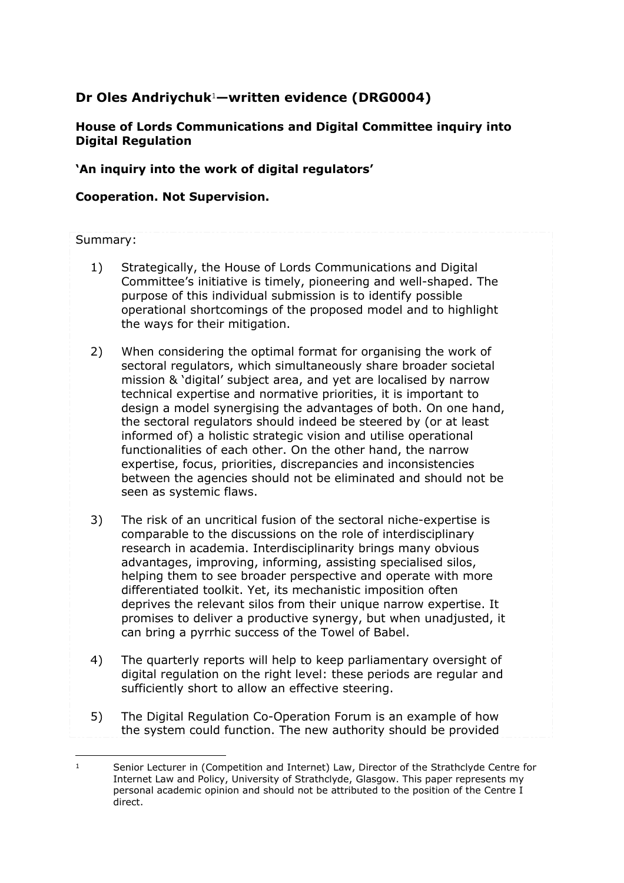## Dr Oles Andriychuk[1]—written evidence (DRG0004)

### House of Lords Communications and Digital Committee inquiry into Digital Regulation

### 'An inquiry into the work of digital regulators'

### Cooperation. Not Supervision.

Summary:

1) Strategically, the House of Lords Communications and Digital Committee's initiative is timely, pioneering and well-shaped. The purpose of this individual submission is to identify possible operational shortcomings of the proposed model and to highlight the ways for their mitigation.

2) When considering the optimal format for organising the work of sectoral regulators, which simultaneously share broader societal mission & 'digital' subject area, and yet are localised by narrow technical expertise and normative priorities, it is important to design a model synergising the advantages of both. On one hand, the sectoral regulators should indeed be steered by (or at least informed of) a holistic strategic vision and utilise operational functionalities of each other. On the other hand, the narrow expertise, focus, priorities, discrepancies and inconsistencies between the agencies should not be eliminated and should not be seen as systemic flaws.

3) The risk of an uncritical fusion of the sectoral niche-expertise is comparable to the discussions on the role of interdisciplinary research in academia. Interdisciplinarity brings many obvious advantages, improving, informing, assisting specialised silos, helping them to see broader perspective and operate with more differentiated toolkit. Yet, its mechanistic imposition often deprives the relevant silos from their unique narrow expertise. It promises to deliver a productive synergy, but when unadjusted, it can bring a pyrrhic success of the Towel of Babel.

4) The quarterly reports will help to keep parliamentary oversight of digital regulation on the right level: these periods are regular and sufficiently short to allow an effective steering.

5) The Digital Regulation Co-Operation Forum is an example of how the system could function. The new authority should be provided

---

[1] Senior Lecturer in (Competition and Internet) Law, Director of the Strathclyde Centre for Internet Law and Policy, University of Strathclyde, Glasgow. This paper represents my personal academic opinion and should not be attributed to the position of the Centre I direct.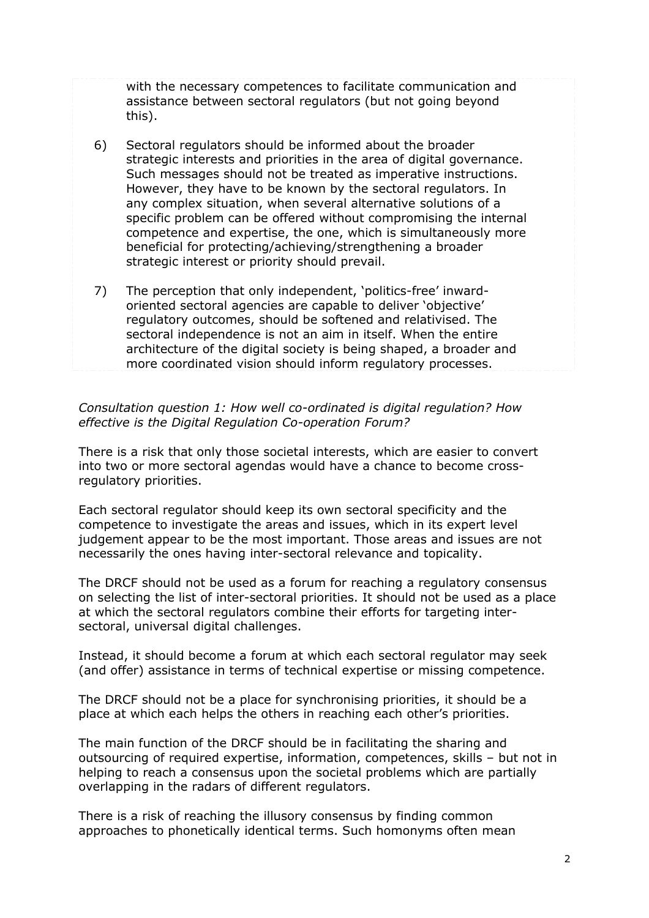with the necessary competences to facilitate communication and assistance between sectoral regulators (but not going beyond this).

6) Sectoral regulators should be informed about the broader strategic interests and priorities in the area of digital governance. Such messages should not be treated as imperative instructions. However, they have to be known by the sectoral regulators. In any complex situation, when several alternative solutions of a specific problem can be offered without compromising the internal competence and expertise, the one, which is simultaneously more beneficial for protecting/achieving/strengthening a broader strategic interest or priority should prevail.

7) The perception that only independent, 'politics-free' inward-oriented sectoral agencies are capable to deliver 'objective' regulatory outcomes, should be softened and relativised. The sectoral independence is not an aim in itself. When the entire architecture of the digital society is being shaped, a broader and more coordinated vision should inform regulatory processes.

*Consultation question 1: How well co-ordinated is digital regulation? How effective is the Digital Regulation Co-operation Forum?*

There is a risk that only those societal interests, which are easier to convert into two or more sectoral agendas would have a chance to become cross-regulatory priorities.

Each sectoral regulator should keep its own sectoral specificity and the competence to investigate the areas and issues, which in its expert level judgement appear to be the most important. Those areas and issues are not necessarily the ones having inter-sectoral relevance and topicality.

The DRCF should not be used as a forum for reaching a regulatory consensus on selecting the list of inter-sectoral priorities. It should not be used as a place at which the sectoral regulators combine their efforts for targeting inter-sectoral, universal digital challenges.

Instead, it should become a forum at which each sectoral regulator may seek (and offer) assistance in terms of technical expertise or missing competence.

The DRCF should not be a place for synchronising priorities, it should be a place at which each helps the others in reaching each other's priorities.

The main function of the DRCF should be in facilitating the sharing and outsourcing of required expertise, information, competences, skills – but not in helping to reach a consensus upon the societal problems which are partially overlapping in the radars of different regulators.

There is a risk of reaching the illusory consensus by finding common approaches to phonetically identical terms. Such homonyms often mean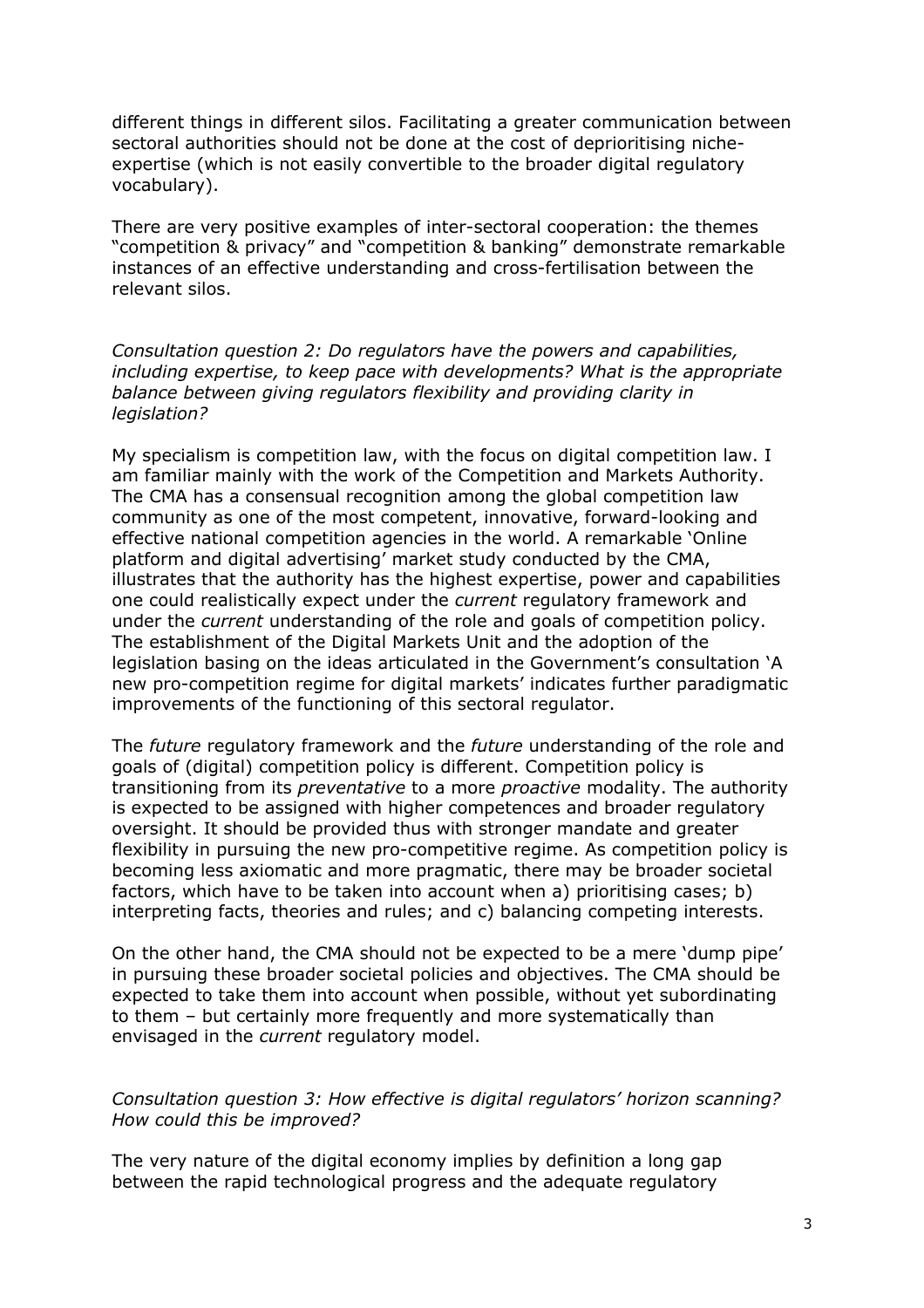different things in different silos. Facilitating a greater communication between sectoral authorities should not be done at the cost of deprioritising niche-expertise (which is not easily convertible to the broader digital regulatory vocabulary).

There are very positive examples of inter-sectoral cooperation: the themes "competition & privacy" and "competition & banking" demonstrate remarkable instances of an effective understanding and cross-fertilisation between the relevant silos.

*Consultation question 2: Do regulators have the powers and capabilities, including expertise, to keep pace with developments? What is the appropriate balance between giving regulators flexibility and providing clarity in legislation?*

My specialism is competition law, with the focus on digital competition law. I am familiar mainly with the work of the Competition and Markets Authority. The CMA has a consensual recognition among the global competition law community as one of the most competent, innovative, forward-looking and effective national competition agencies in the world. A remarkable 'Online platform and digital advertising' market study conducted by the CMA, illustrates that the authority has the highest expertise, power and capabilities one could realistically expect under the *current* regulatory framework and under the *current* understanding of the role and goals of competition policy. The establishment of the Digital Markets Unit and the adoption of the legislation basing on the ideas articulated in the Government's consultation 'A new pro-competition regime for digital markets' indicates further paradigmatic improvements of the functioning of this sectoral regulator.

The *future* regulatory framework and the *future* understanding of the role and goals of (digital) competition policy is different. Competition policy is transitioning from its *preventative* to a more *proactive* modality. The authority is expected to be assigned with higher competences and broader regulatory oversight. It should be provided thus with stronger mandate and greater flexibility in pursuing the new pro-competitive regime. As competition policy is becoming less axiomatic and more pragmatic, there may be broader societal factors, which have to be taken into account when a) prioritising cases; b) interpreting facts, theories and rules; and c) balancing competing interests.

On the other hand, the CMA should not be expected to be a mere 'dump pipe' in pursuing these broader societal policies and objectives. The CMA should be expected to take them into account when possible, without yet subordinating to them – but certainly more frequently and more systematically than envisaged in the *current* regulatory model.

*Consultation question 3: How effective is digital regulators' horizon scanning? How could this be improved?*

The very nature of the digital economy implies by definition a long gap between the rapid technological progress and the adequate regulatory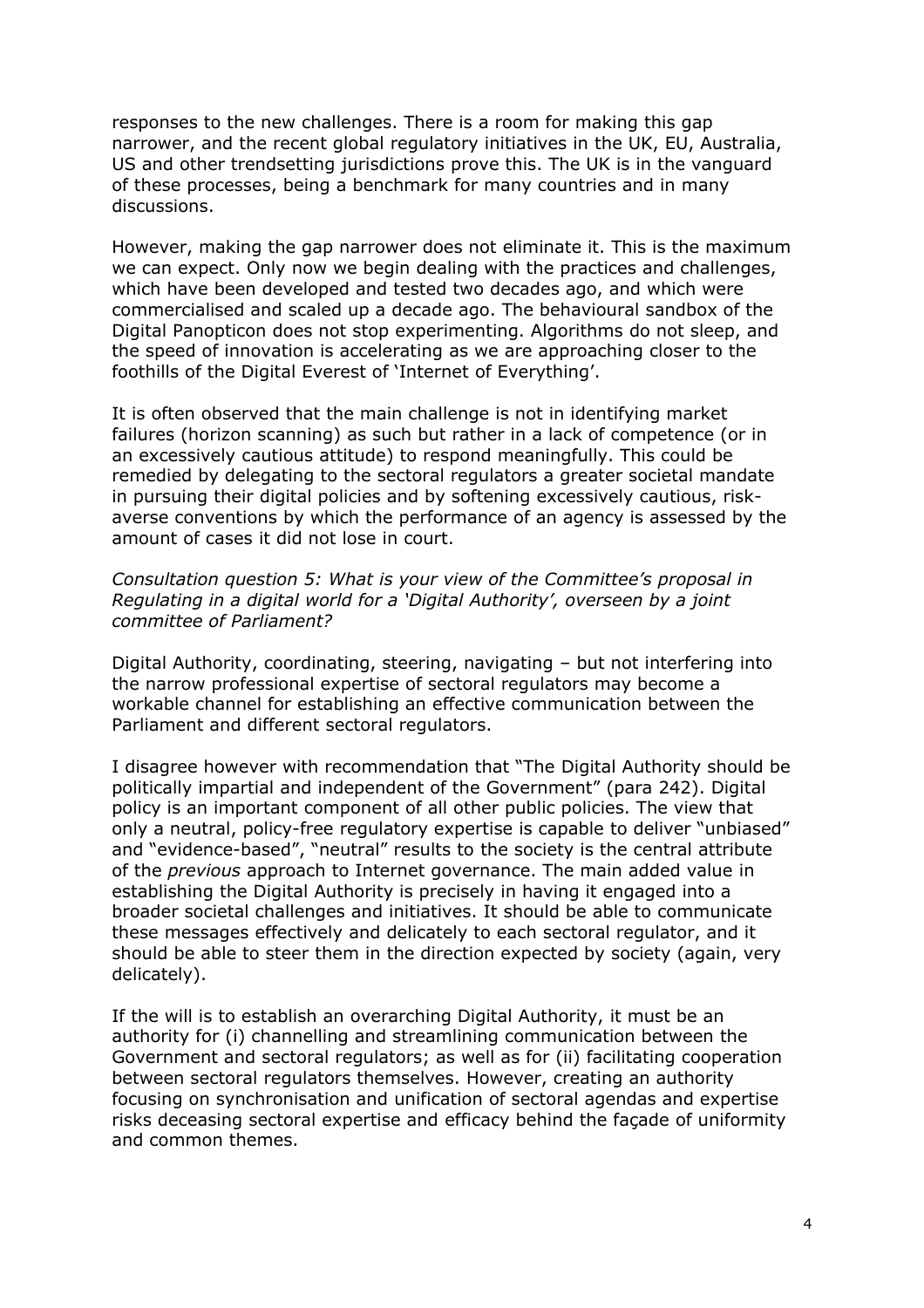responses to the new challenges. There is a room for making this gap narrower, and the recent global regulatory initiatives in the UK, EU, Australia, US and other trendsetting jurisdictions prove this. The UK is in the vanguard of these processes, being a benchmark for many countries and in many discussions.

However, making the gap narrower does not eliminate it. This is the maximum we can expect. Only now we begin dealing with the practices and challenges, which have been developed and tested two decades ago, and which were commercialised and scaled up a decade ago. The behavioural sandbox of the Digital Panopticon does not stop experimenting. Algorithms do not sleep, and the speed of innovation is accelerating as we are approaching closer to the foothills of the Digital Everest of 'Internet of Everything'.

It is often observed that the main challenge is not in identifying market failures (horizon scanning) as such but rather in a lack of competence (or in an excessively cautious attitude) to respond meaningfully. This could be remedied by delegating to the sectoral regulators a greater societal mandate in pursuing their digital policies and by softening excessively cautious, risk-averse conventions by which the performance of an agency is assessed by the amount of cases it did not lose in court.

*Consultation question 5: What is your view of the Committee's proposal in Regulating in a digital world for a 'Digital Authority', overseen by a joint committee of Parliament?*

Digital Authority, coordinating, steering, navigating – but not interfering into the narrow professional expertise of sectoral regulators may become a workable channel for establishing an effective communication between the Parliament and different sectoral regulators.

I disagree however with recommendation that "The Digital Authority should be politically impartial and independent of the Government" (para 242). Digital policy is an important component of all other public policies. The view that only a neutral, policy-free regulatory expertise is capable to deliver "unbiased" and "evidence-based", "neutral" results to the society is the central attribute of the *previous* approach to Internet governance. The main added value in establishing the Digital Authority is precisely in having it engaged into a broader societal challenges and initiatives. It should be able to communicate these messages effectively and delicately to each sectoral regulator, and it should be able to steer them in the direction expected by society (again, very delicately).

If the will is to establish an overarching Digital Authority, it must be an authority for (i) channelling and streamlining communication between the Government and sectoral regulators; as well as for (ii) facilitating cooperation between sectoral regulators themselves. However, creating an authority focusing on synchronisation and unification of sectoral agendas and expertise risks deceasing sectoral expertise and efficacy behind the façade of uniformity and common themes.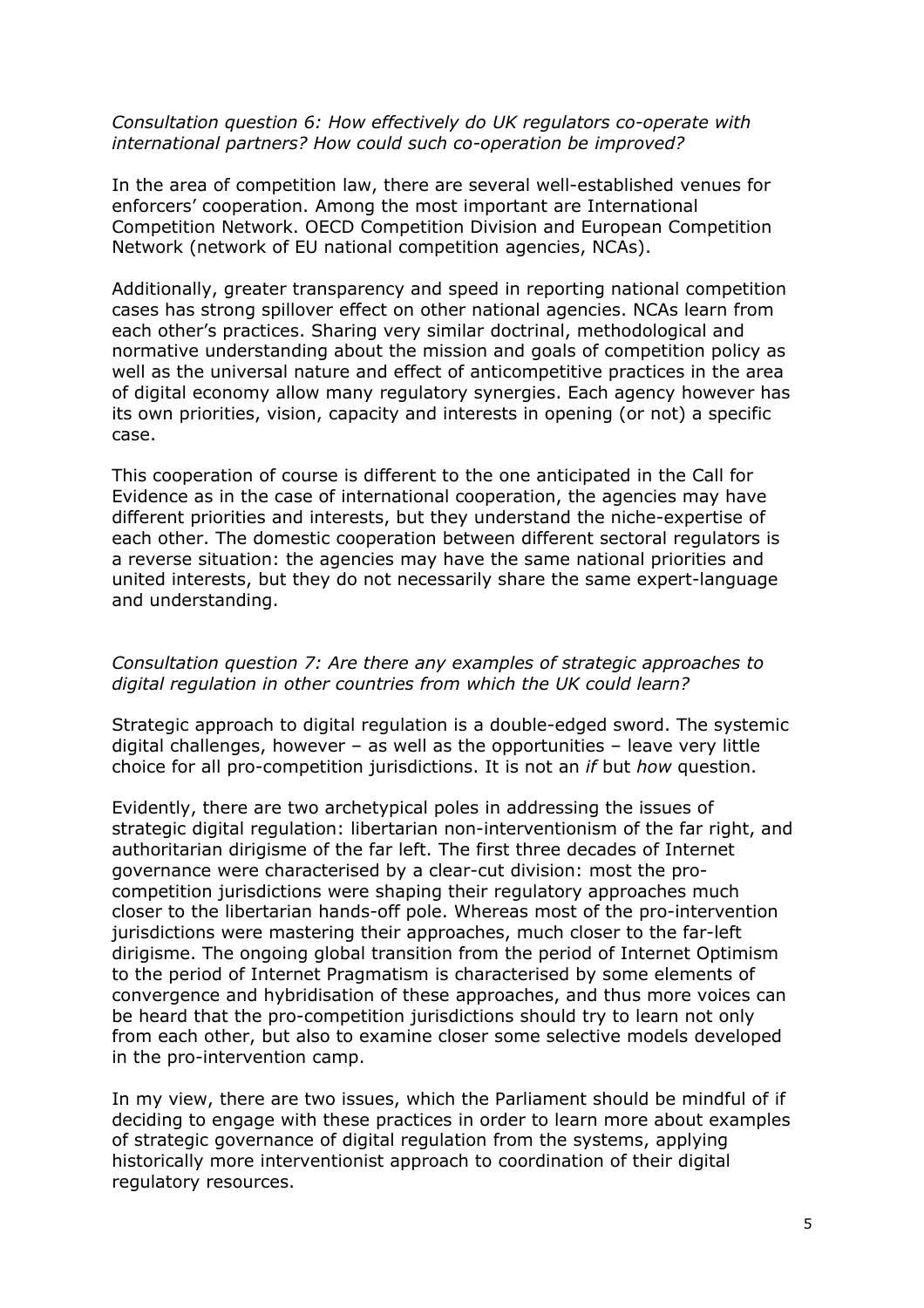*Consultation question 6: How effectively do UK regulators co-operate with international partners? How could such co-operation be improved?*

In the area of competition law, there are several well-established venues for enforcers' cooperation. Among the most important are International Competition Network. OECD Competition Division and European Competition Network (network of EU national competition agencies, NCAs).

Additionally, greater transparency and speed in reporting national competition cases has strong spillover effect on other national agencies. NCAs learn from each other's practices. Sharing very similar doctrinal, methodological and normative understanding about the mission and goals of competition policy as well as the universal nature and effect of anticompetitive practices in the area of digital economy allow many regulatory synergies. Each agency however has its own priorities, vision, capacity and interests in opening (or not) a specific case.

This cooperation of course is different to the one anticipated in the Call for Evidence as in the case of international cooperation, the agencies may have different priorities and interests, but they understand the niche-expertise of each other. The domestic cooperation between different sectoral regulators is a reverse situation: the agencies may have the same national priorities and united interests, but they do not necessarily share the same expert-language and understanding.

*Consultation question 7: Are there any examples of strategic approaches to digital regulation in other countries from which the UK could learn?*

Strategic approach to digital regulation is a double-edged sword. The systemic digital challenges, however – as well as the opportunities – leave very little choice for all pro-competition jurisdictions. It is not an *if* but *how* question.

Evidently, there are two archetypical poles in addressing the issues of strategic digital regulation: libertarian non-interventionism of the far right, and authoritarian dirigisme of the far left. The first three decades of Internet governance were characterised by a clear-cut division: most the pro-competition jurisdictions were shaping their regulatory approaches much closer to the libertarian hands-off pole. Whereas most of the pro-intervention jurisdictions were mastering their approaches, much closer to the far-left dirigisme. The ongoing global transition from the period of Internet Optimism to the period of Internet Pragmatism is characterised by some elements of convergence and hybridisation of these approaches, and thus more voices can be heard that the pro-competition jurisdictions should try to learn not only from each other, but also to examine closer some selective models developed in the pro-intervention camp.

In my view, there are two issues, which the Parliament should be mindful of if deciding to engage with these practices in order to learn more about examples of strategic governance of digital regulation from the systems, applying historically more interventionist approach to coordination of their digital regulatory resources.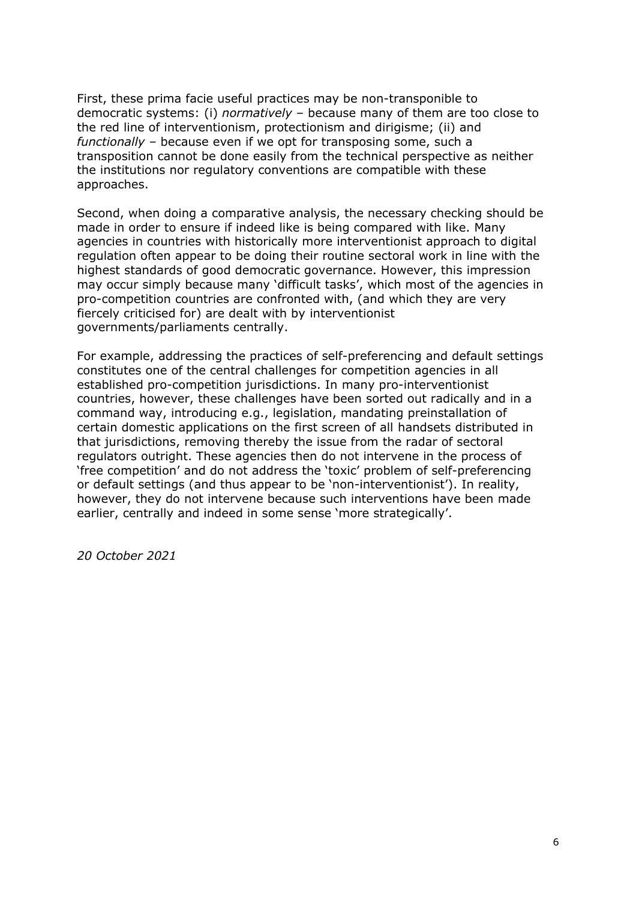First, these prima facie useful practices may be non-transponible to democratic systems: (i) *normatively* – because many of them are too close to the red line of interventionism, protectionism and dirigisme; (ii) and *functionally* – because even if we opt for transposing some, such a transposition cannot be done easily from the technical perspective as neither the institutions nor regulatory conventions are compatible with these approaches.

Second, when doing a comparative analysis, the necessary checking should be made in order to ensure if indeed like is being compared with like. Many agencies in countries with historically more interventionist approach to digital regulation often appear to be doing their routine sectoral work in line with the highest standards of good democratic governance. However, this impression may occur simply because many 'difficult tasks', which most of the agencies in pro-competition countries are confronted with, (and which they are very fiercely criticised for) are dealt with by interventionist governments/parliaments centrally.

For example, addressing the practices of self-preferencing and default settings constitutes one of the central challenges for competition agencies in all established pro-competition jurisdictions. In many pro-interventionist countries, however, these challenges have been sorted out radically and in a command way, introducing e.g., legislation, mandating preinstallation of certain domestic applications on the first screen of all handsets distributed in that jurisdictions, removing thereby the issue from the radar of sectoral regulators outright. These agencies then do not intervene in the process of 'free competition' and do not address the 'toxic' problem of self-preferencing or default settings (and thus appear to be 'non-interventionist'). In reality, however, they do not intervene because such interventions have been made earlier, centrally and indeed in some sense 'more strategically'.

*20 October 2021*